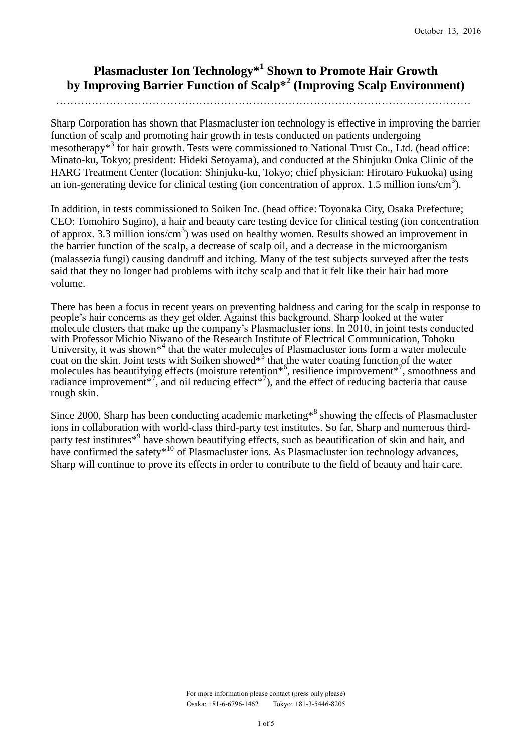October 13, 2016

# Plasmacluster Ion Technology*[1] Shown to Promote Hair Growth by Improving Barrier Function of Scalp*[2] (Improving Scalp Environment)

Sharp Corporation has shown that Plasmacluster ion technology is effective in improving the barrier function of scalp and promoting hair growth in tests conducted on patients undergoing mesotherapy*[3] for hair growth. Tests were commissioned to National Trust Co., Ltd. (head office: Minato-ku, Tokyo; president: Hideki Setoyama), and conducted at the Shinjuku Ouka Clinic of the HARG Treatment Center (location: Shinjuku-ku, Tokyo; chief physician: Hirotaro Fukuoka) using an ion-generating device for clinical testing (ion concentration of approx. 1.5 million ions/$cm^3$).

In addition, in tests commissioned to Soiken Inc. (head office: Toyonaka City, Osaka Prefecture; CEO: Tomohiro Sugino), a hair and beauty care testing device for clinical testing (ion concentration of approx. 3.3 million ions/$cm^3$) was used on healthy women. Results showed an improvement in the barrier function of the scalp, a decrease of scalp oil, and a decrease in the microorganism (malassezia fungi) causing dandruff and itching. Many of the test subjects surveyed after the tests said that they no longer had problems with itchy scalp and that it felt like their hair had more volume.

There has been a focus in recent years on preventing baldness and caring for the scalp in response to people's hair concerns as they get older. Against this background, Sharp looked at the water molecule clusters that make up the company's Plasmacluster ions. In 2010, in joint tests conducted with Professor Michio Niwano of the Research Institute of Electrical Communication, Tohoku University, it was shown*[4] that the water molecules of Plasmacluster ions form a water molecule coat on the skin. Joint tests with Soiken showed*[5] that the water coating function of the water molecules has beautifying effects (moisture retention*[6], resilience improvement*[7], smoothness and radiance improvement*[7], and oil reducing effect*[7]), and the effect of reducing bacteria that cause rough skin.

Since 2000, Sharp has been conducting academic marketing*[8] showing the effects of Plasmacluster ions in collaboration with world-class third-party test institutes. So far, Sharp and numerous third-party test institutes*[9] have shown beautifying effects, such as beautification of skin and hair, and have confirmed the safety*[10] of Plasmacluster ions. As Plasmacluster ion technology advances, Sharp will continue to prove its effects in order to contribute to the field of beauty and hair care.

For more information please contact (press only please)
Osaka: +81-6-6796-1462 Tokyo: +81-3-5446-8205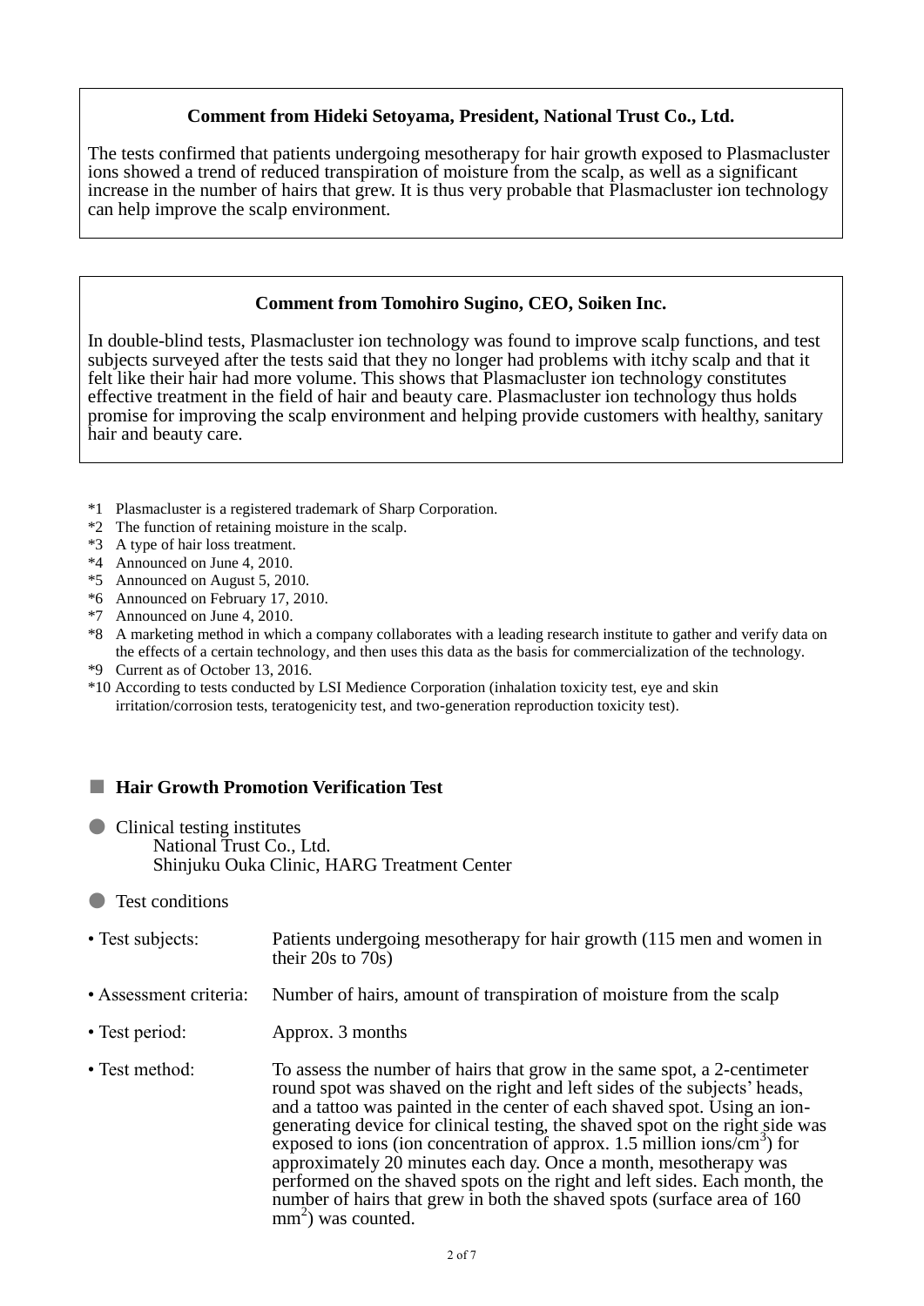**Comment from Hideki Setoyama, President, National Trust Co., Ltd.**

The tests confirmed that patients undergoing mesotherapy for hair growth exposed to Plasmacluster ions showed a trend of reduced transpiration of moisture from the scalp, as well as a significant increase in the number of hairs that grew. It is thus very probable that Plasmacluster ion technology can help improve the scalp environment.

**Comment from Tomohiro Sugino, CEO, Soiken Inc.**

In double-blind tests, Plasmacluster ion technology was found to improve scalp functions, and test subjects surveyed after the tests said that they no longer had problems with itchy scalp and that it felt like their hair had more volume. This shows that Plasmacluster ion technology constitutes effective treatment in the field of hair and beauty care. Plasmacluster ion technology thus holds promise for improving the scalp environment and helping provide customers with healthy, sanitary hair and beauty care.

*1 Plasmacluster is a registered trademark of Sharp Corporation.
*2 The function of retaining moisture in the scalp.
*3 A type of hair loss treatment.
*4 Announced on June 4, 2010.
*5 Announced on August 5, 2010.
*6 Announced on February 17, 2010.
*7 Announced on June 4, 2010.
*8 A marketing method in which a company collaborates with a leading research institute to gather and verify data on the effects of a certain technology, and then uses this data as the basis for commercialization of the technology.
*9 Current as of October 13, 2016.
*10 According to tests conducted by LSI Medience Corporation (inhalation toxicity test, eye and skin irritation/corrosion tests, teratogenicity test, and two-generation reproduction toxicity test).

## ■ Hair Growth Promotion Verification Test

● Clinical testing institutes
National Trust Co., Ltd.
Shinjuku Ouka Clinic, HARG Treatment Center

● Test conditions

- Test subjects: Patients undergoing mesotherapy for hair growth (115 men and women in their 20s to 70s)
- Assessment criteria: Number of hairs, amount of transpiration of moisture from the scalp
- Test period: Approx. 3 months
- Test method: To assess the number of hairs that grow in the same spot, a 2-centimeter round spot was shaved on the right and left sides of the subjects' heads, and a tattoo was painted in the center of each shaved spot. Using an ion-generating device for clinical testing, the shaved spot on the right side was exposed to ions (ion concentration of approx. 1.5 million ions/$cm^3$) for approximately 20 minutes each day. Once a month, mesotherapy was performed on the shaved spots on the right and left sides. Each month, the number of hairs that grew in both the shaved spots (surface area of 160 $mm^2$) was counted.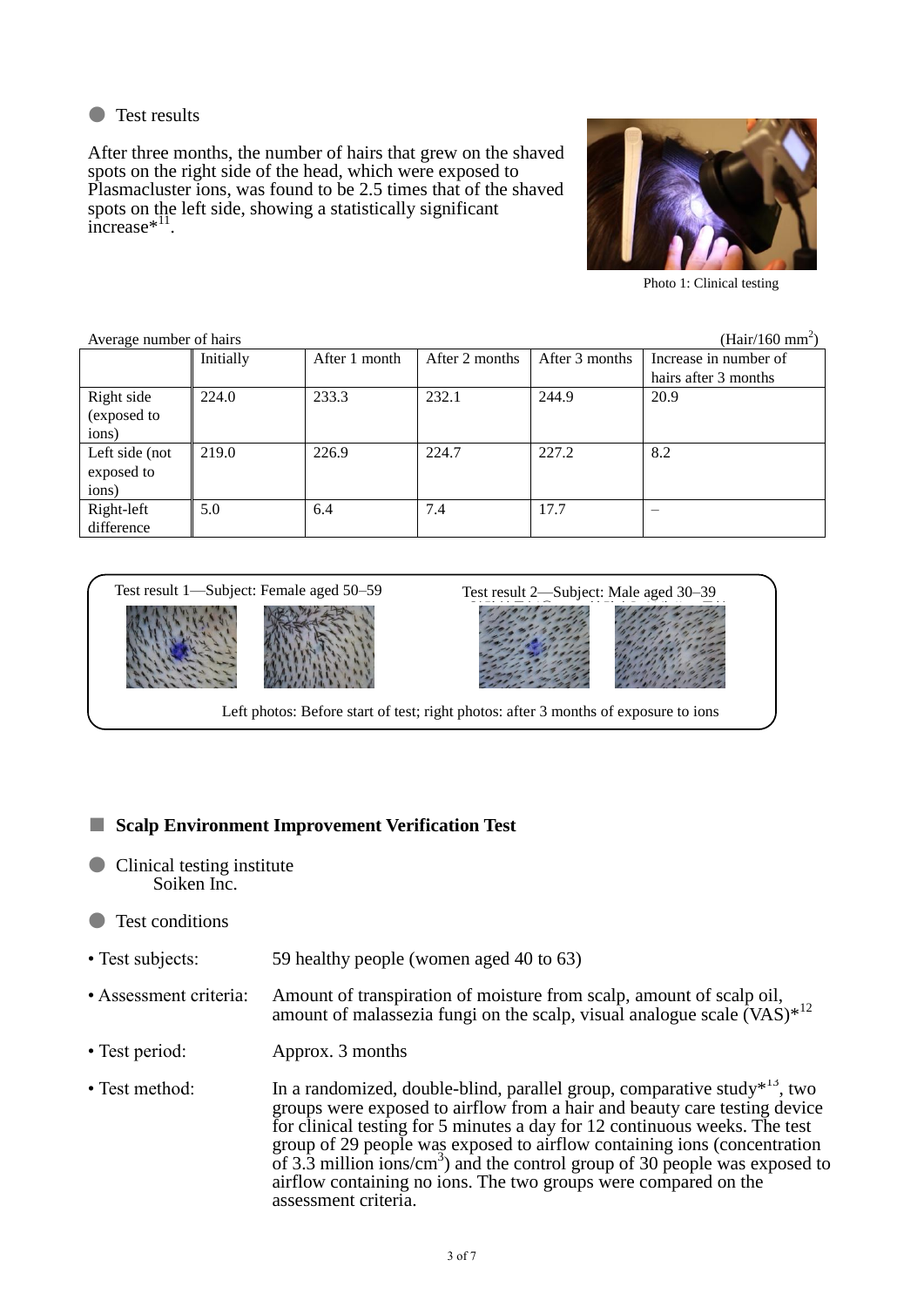- Test results

After three months, the number of hairs that grew on the shaved spots on the right side of the head, which were exposed to Plasmacluster ions, was found to be 2.5 times that of the shaved spots on the left side, showing a statistically significant increase*[11].

Photo 1: Clinical testing

Average number of hairs (Hair/160 $mm^2$)

| | Initially | After 1 month | After 2 months | After 3 months | Increase in number of hairs after 3 months |
|---|---|---|---|---|---|
| Right side (exposed to ions) | 224.0 | 233.3 | 232.1 | 244.9 | 20.9 |
| Left side (not exposed to ions) | 219.0 | 226.9 | 224.7 | 227.2 | 8.2 |
| Right-left difference | 5.0 | 6.4 | 7.4 | 17.7 | – |

Test result 1—Subject: Female aged 50–59

Test result 2—Subject: Male aged 30–39

Left photos: Before start of test; right photos: after 3 months of exposure to ions

## Scalp Environment Improvement Verification Test

- Clinical testing institute
  Soiken Inc.

- Test conditions

- Test subjects: 59 healthy people (women aged 40 to 63)
- Assessment criteria: Amount of transpiration of moisture from scalp, amount of scalp oil, amount of malassezia fungi on the scalp, visual analogue scale (VAS)*[12]
- Test period: Approx. 3 months
- Test method: In a randomized, double-blind, parallel group, comparative study*[13], two groups were exposed to airflow from a hair and beauty care testing device for clinical testing for 5 minutes a day for 12 continuous weeks. The test group of 29 people was exposed to airflow containing ions (concentration of 3.3 million ions/$cm^3$) and the control group of 30 people was exposed to airflow containing no ions. The two groups were compared on the assessment criteria.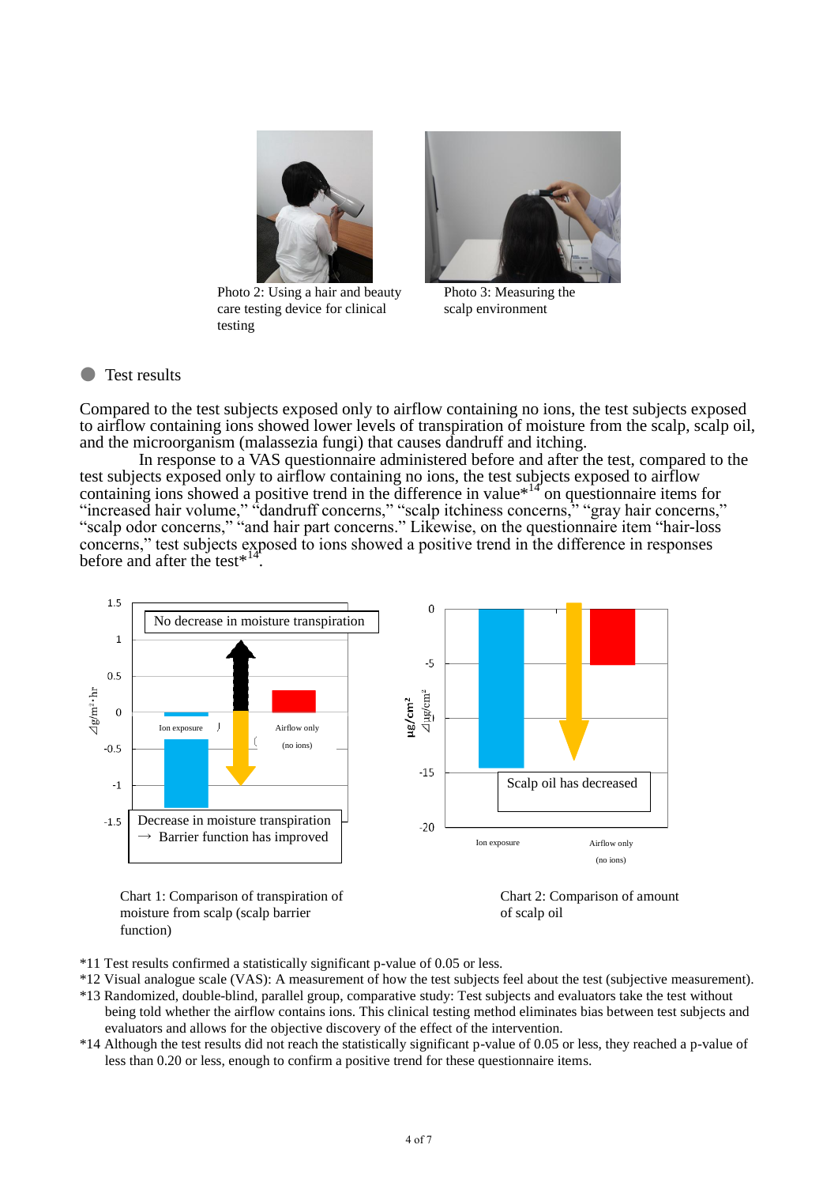Photo 2: Using a hair and beauty care testing device for clinical testing

Photo 3: Measuring the scalp environment

## Test results

Compared to the test subjects exposed only to airflow containing no ions, the test subjects exposed to airflow containing ions showed lower levels of transpiration of moisture from the scalp, scalp oil, and the microorganism (malassezia fungi) that causes dandruff and itching.

In response to a VAS questionnaire administered before and after the test, compared to the test subjects exposed only to airflow containing no ions, the test subjects exposed to airflow containing ions showed a positive trend in the difference in value*14 on questionnaire items for "increased hair volume," "dandruff concerns," "scalp itchiness concerns," "gray hair concerns," "scalp odor concerns," "and hair part concerns." Likewise, on the questionnaire item "hair-loss concerns," test subjects exposed to ions showed a positive trend in the difference in responses before and after the test*14.

No decrease in moisture transpiration

Decrease in moisture transpiration → Barrier function has improved

Chart 1: Comparison of transpiration of moisture from scalp (scalp barrier function)

Scalp oil has decreased

Chart 2: Comparison of amount of scalp oil

*11 Test results confirmed a statistically significant p-value of 0.05 or less.

*12 Visual analogue scale (VAS): A measurement of how the test subjects feel about the test (subjective measurement).

*13 Randomized, double-blind, parallel group, comparative study: Test subjects and evaluators take the test without being told whether the airflow contains ions. This clinical testing method eliminates bias between test subjects and evaluators and allows for the objective discovery of the effect of the intervention.

*14 Although the test results did not reach the statistically significant p-value of 0.05 or less, they reached a p-value of less than 0.20 or less, enough to confirm a positive trend for these questionnaire items.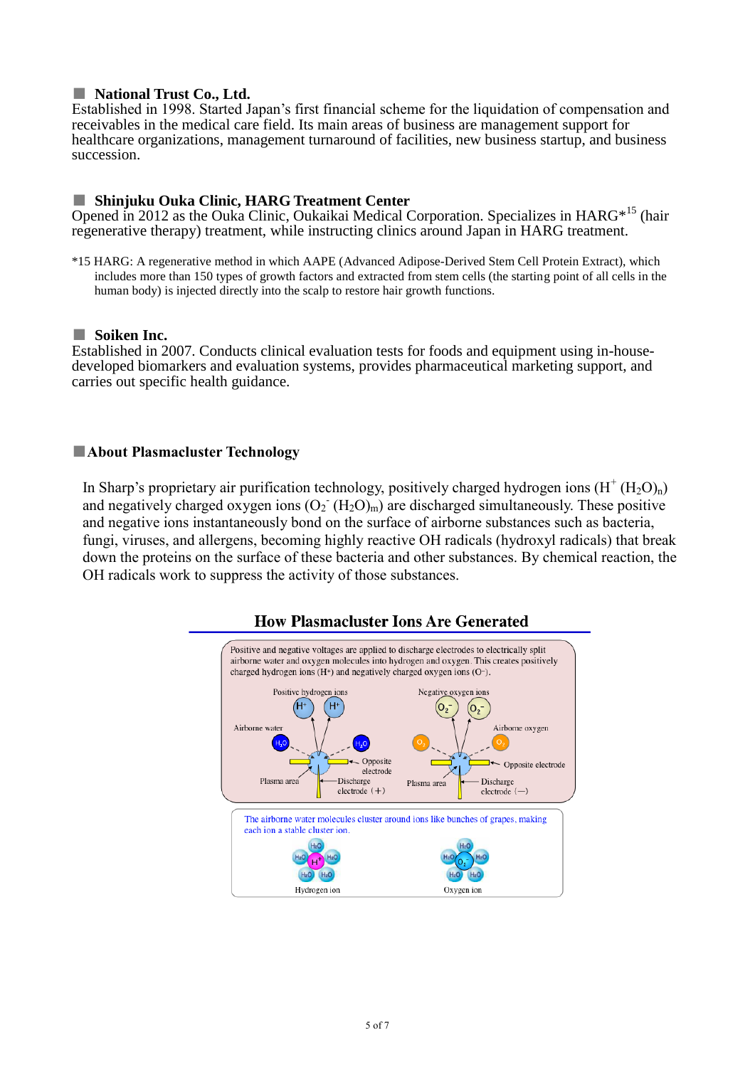### ■ National Trust Co., Ltd.

Established in 1998. Started Japan's first financial scheme for the liquidation of compensation and receivables in the medical care field. Its main areas of business are management support for healthcare organizations, management turnaround of facilities, new business startup, and business succession.

### ■ Shinjuku Ouka Clinic, HARG Treatment Center

Opened in 2012 as the Ouka Clinic, Oukaikai Medical Corporation. Specializes in HARG*[15] (hair regenerative therapy) treatment, while instructing clinics around Japan in HARG treatment.

*15 HARG: A regenerative method in which AAPE (Advanced Adipose-Derived Stem Cell Protein Extract), which includes more than 150 types of growth factors and extracted from stem cells (the starting point of all cells in the human body) is injected directly into the scalp to restore hair growth functions.

### ■ Soiken Inc.

Established in 2007. Conducts clinical evaluation tests for foods and equipment using in-house-developed biomarkers and evaluation systems, provides pharmaceutical marketing support, and carries out specific health guidance.

### ■About Plasmacluster Technology

In Sharp's proprietary air purification technology, positively charged hydrogen ions ($H^+(H_2O)_n$) and negatively charged oxygen ions ($O_2^-(H_2O)_m$) are discharged simultaneously. These positive and negative ions instantaneously bond on the surface of airborne substances such as bacteria, fungi, viruses, and allergens, becoming highly reactive OH radicals (hydroxyl radicals) that break down the proteins on the surface of these bacteria and other substances. By chemical reaction, the OH radicals work to suppress the activity of those substances.

**How Plasmacluster Ions Are Generated**

Positive and negative voltages are applied to discharge electrodes to electrically split airborne water and oxygen molecules into hydrogen and oxygen. This creates positively charged hydrogen ions (H+) and negatively charged oxygen ions (O−).

Positive hydrogen ions | Negative oxygen ions | Airborne water | Airborne oxygen | Opposite electrode | Plasma area | Discharge electrode (+) | Discharge electrode (−)

The airborne water molecules cluster around ions like bunches of grapes, making each ion a stable cluster ion.

Hydrogen ion | Oxygen ion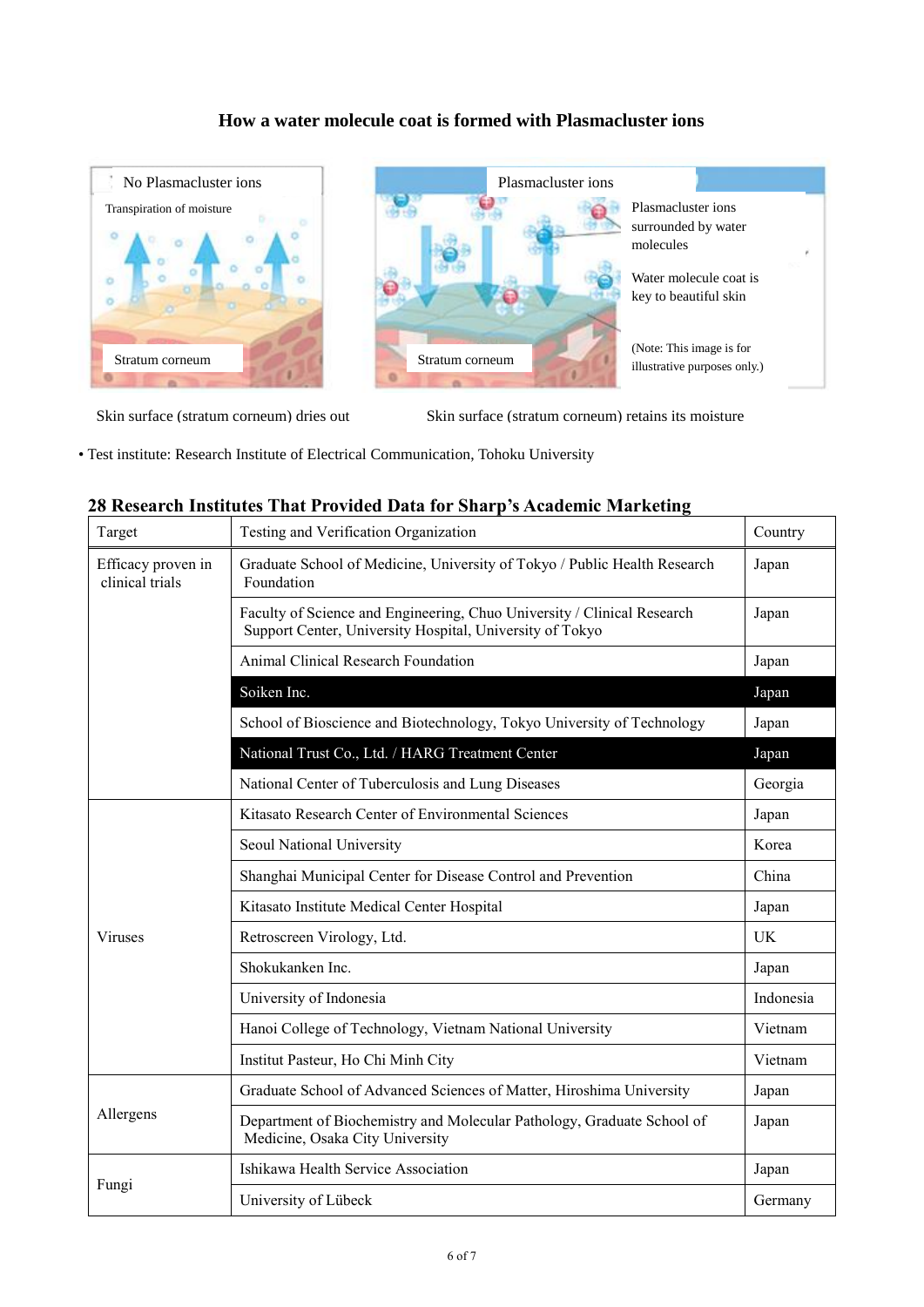## How a water molecule coat is formed with Plasmacluster ions

No Plasmacluster ions

Transpiration of moisture

Stratum corneum

Plasmacluster ions

Plasmacluster ions surrounded by water molecules

Water molecule coat is key to beautiful skin

(Note: This image is for illustrative purposes only.)

Stratum corneum

Skin surface (stratum corneum) dries out

Skin surface (stratum corneum) retains its moisture

- Test institute: Research Institute of Electrical Communication, Tohoku University

### 28 Research Institutes That Provided Data for Sharp's Academic Marketing

| Target | Testing and Verification Organization | Country |
|---|---|---|
| Efficacy proven in clinical trials | Graduate School of Medicine, University of Tokyo / Public Health Research Foundation | Japan |
| | Faculty of Science and Engineering, Chuo University / Clinical Research Support Center, University Hospital, University of Tokyo | Japan |
| | Animal Clinical Research Foundation | Japan |
| | Soiken Inc. | Japan |
| | School of Bioscience and Biotechnology, Tokyo University of Technology | Japan |
| | National Trust Co., Ltd. / HARG Treatment Center | Japan |
| | National Center of Tuberculosis and Lung Diseases | Georgia |
| Viruses | Kitasato Research Center of Environmental Sciences | Japan |
| | Seoul National University | Korea |
| | Shanghai Municipal Center for Disease Control and Prevention | China |
| | Kitasato Institute Medical Center Hospital | Japan |
| | Retroscreen Virology, Ltd. | UK |
| | Shokukanken Inc. | Japan |
| | University of Indonesia | Indonesia |
| | Hanoi College of Technology, Vietnam National University | Vietnam |
| | Institut Pasteur, Ho Chi Minh City | Vietnam |
| Allergens | Graduate School of Advanced Sciences of Matter, Hiroshima University | Japan |
| | Department of Biochemistry and Molecular Pathology, Graduate School of Medicine, Osaka City University | Japan |
| Fungi | Ishikawa Health Service Association | Japan |
| | University of Lübeck | Germany |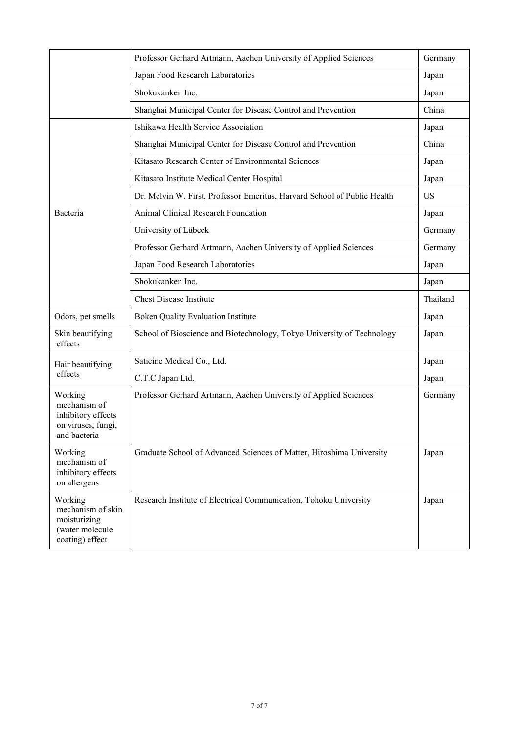| | | |
|---|---|---|
| | Professor Gerhard Artmann, Aachen University of Applied Sciences | Germany |
| | Japan Food Research Laboratories | Japan |
| | Shokukanken Inc. | Japan |
| | Shanghai Municipal Center for Disease Control and Prevention | China |
| Bacteria | Ishikawa Health Service Association | Japan |
| | Shanghai Municipal Center for Disease Control and Prevention | China |
| | Kitasato Research Center of Environmental Sciences | Japan |
| | Kitasato Institute Medical Center Hospital | Japan |
| | Dr. Melvin W. First, Professor Emeritus, Harvard School of Public Health | US |
| | Animal Clinical Research Foundation | Japan |
| | University of Lübeck | Germany |
| | Professor Gerhard Artmann, Aachen University of Applied Sciences | Germany |
| | Japan Food Research Laboratories | Japan |
| | Shokukanken Inc. | Japan |
| | Chest Disease Institute | Thailand |
| Odors, pet smells | Boken Quality Evaluation Institute | Japan |
| Skin beautifying effects | School of Bioscience and Biotechnology, Tokyo University of Technology | Japan |
| Hair beautifying effects | Saticine Medical Co., Ltd. | Japan |
| | C.T.C Japan Ltd. | Japan |
| Working mechanism of inhibitory effects on viruses, fungi, and bacteria | Professor Gerhard Artmann, Aachen University of Applied Sciences | Germany |
| Working mechanism of inhibitory effects on allergens | Graduate School of Advanced Sciences of Matter, Hiroshima University | Japan |
| Working mechanism of skin moisturizing (water molecule coating) effect | Research Institute of Electrical Communication, Tohoku University | Japan |